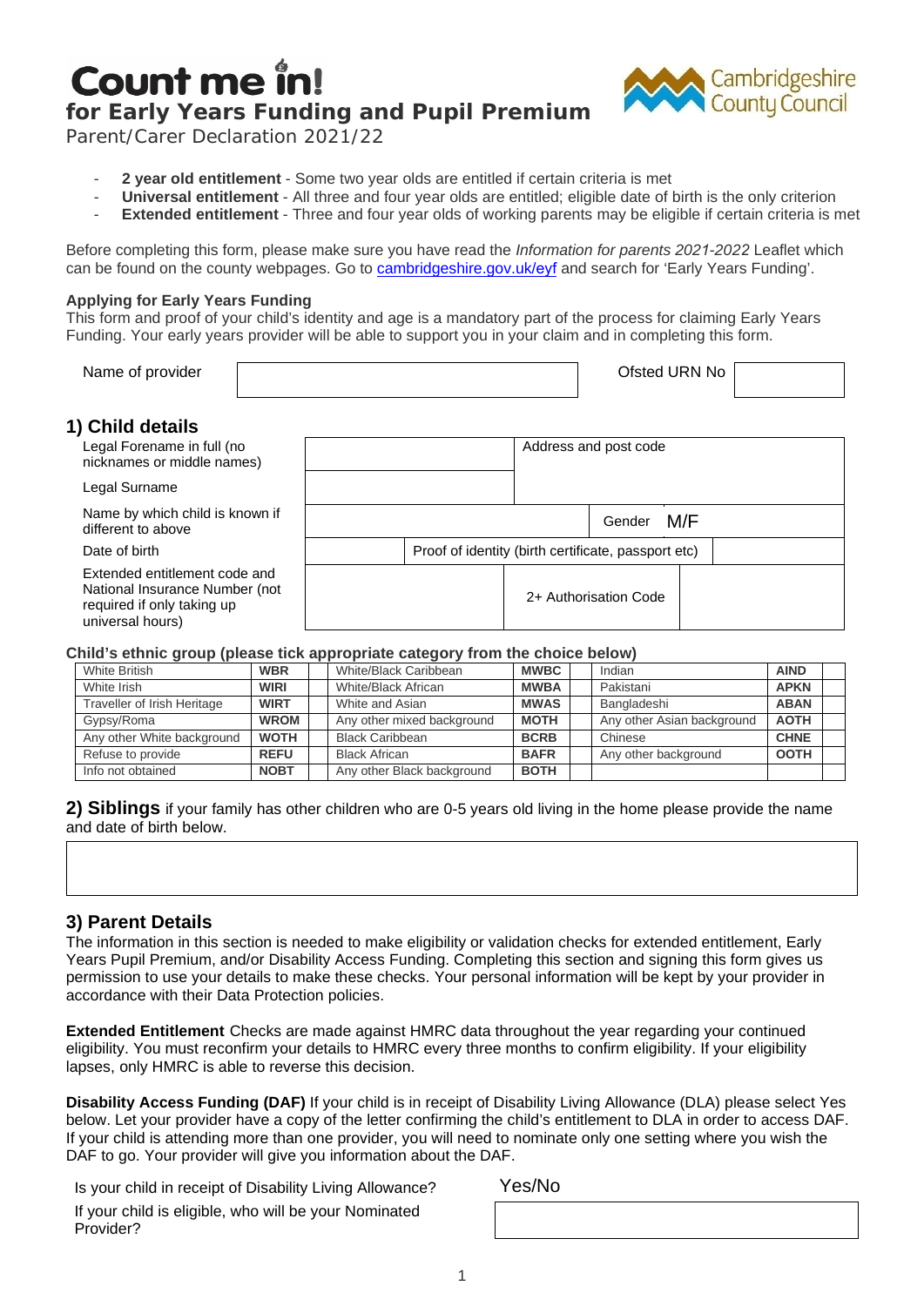# Count me in!

## for Early Years Funding and Pupil Premium

Parent/Carer Declaration 2021/22

Cambridgeshire County Council

- **2 year old entitlement** - Some two year olds are entitled if certain criteria is met
- **Universal entitlement** - All three and four year olds are entitled; eligible date of birth is the only criterion
- **Extended entitlement** - Three and four year olds of working parents may be eligible if certain criteria is met

Before completing this form, please make sure you have read the *Information for parents 2021-2022* Leaflet which can be found on the county webpages. Go to cambridgeshire.gov.uk/eyf and search for 'Early Years Funding'.

**Applying for Early Years Funding**

This form and proof of your child's identity and age is a mandatory part of the process for claiming Early Years Funding. Your early years provider will be able to support you in your claim and in completing this form.

| Name of provider | | Ofsted URN No | |
|---|---|---|---|

## 1) Child details

| | | | | |
|---|---|---|---|---|
| Legal Forename in full (no nicknames or middle names) | | Address and post code | | |
| Legal Surname | | | | |
| Name by which child is known if different to above | | Gender | M/F | |
| Date of birth | | Proof of identity (birth certificate, passport etc) | | |
| Extended entitlement code and National Insurance Number (not required if only taking up universal hours) | | 2+ Authorisation Code | | |

**Child's ethnic group (please tick appropriate category from the choice below)**

| | | | | | | | | |
|---|---|---|---|---|---|---|---|---|
| White British | **WBR** | | White/Black Caribbean | **MWBC** | | Indian | **AIND** | |
| White Irish | **WIRI** | | White/Black African | **MWBA** | | Pakistani | **APKN** | |
| Traveller of Irish Heritage | **WIRT** | | White and Asian | **MWAS** | | Bangladeshi | **ABAN** | |
| Gypsy/Roma | **WROM** | | Any other mixed background | **MOTH** | | Any other Asian background | **AOTH** | |
| Any other White background | **WOTH** | | Black Caribbean | **BCRB** | | Chinese | **CHNE** | |
| Refuse to provide | **REFU** | | Black African | **BAFR** | | Any other background | **OOTH** | |
| Info not obtained | **NOBT** | | Any other Black background | **BOTH** | | | | |

**2) Siblings** if your family has other children who are 0-5 years old living in the home please provide the name and date of birth below.

## 3) Parent Details

The information in this section is needed to make eligibility or validation checks for extended entitlement, Early Years Pupil Premium, and/or Disability Access Funding. Completing this section and signing this form gives us permission to use your details to make these checks. Your personal information will be kept by your provider in accordance with their Data Protection policies.

**Extended Entitlement** Checks are made against HMRC data throughout the year regarding your continued eligibility. You must reconfirm your details to HMRC every three months to confirm eligibility. If your eligibility lapses, only HMRC is able to reverse this decision.

**Disability Access Funding (DAF)** If your child is in receipt of Disability Living Allowance (DLA) please select Yes below. Let your provider have a copy of the letter confirming the child's entitlement to DLA in order to access DAF. If your child is attending more than one provider, you will need to nominate only one setting where you wish the DAF to go. Your provider will give you information about the DAF.

| | |
|---|---|
| Is your child in receipt of Disability Living Allowance? | Yes/No |
| If your child is eligible, who will be your Nominated Provider? | |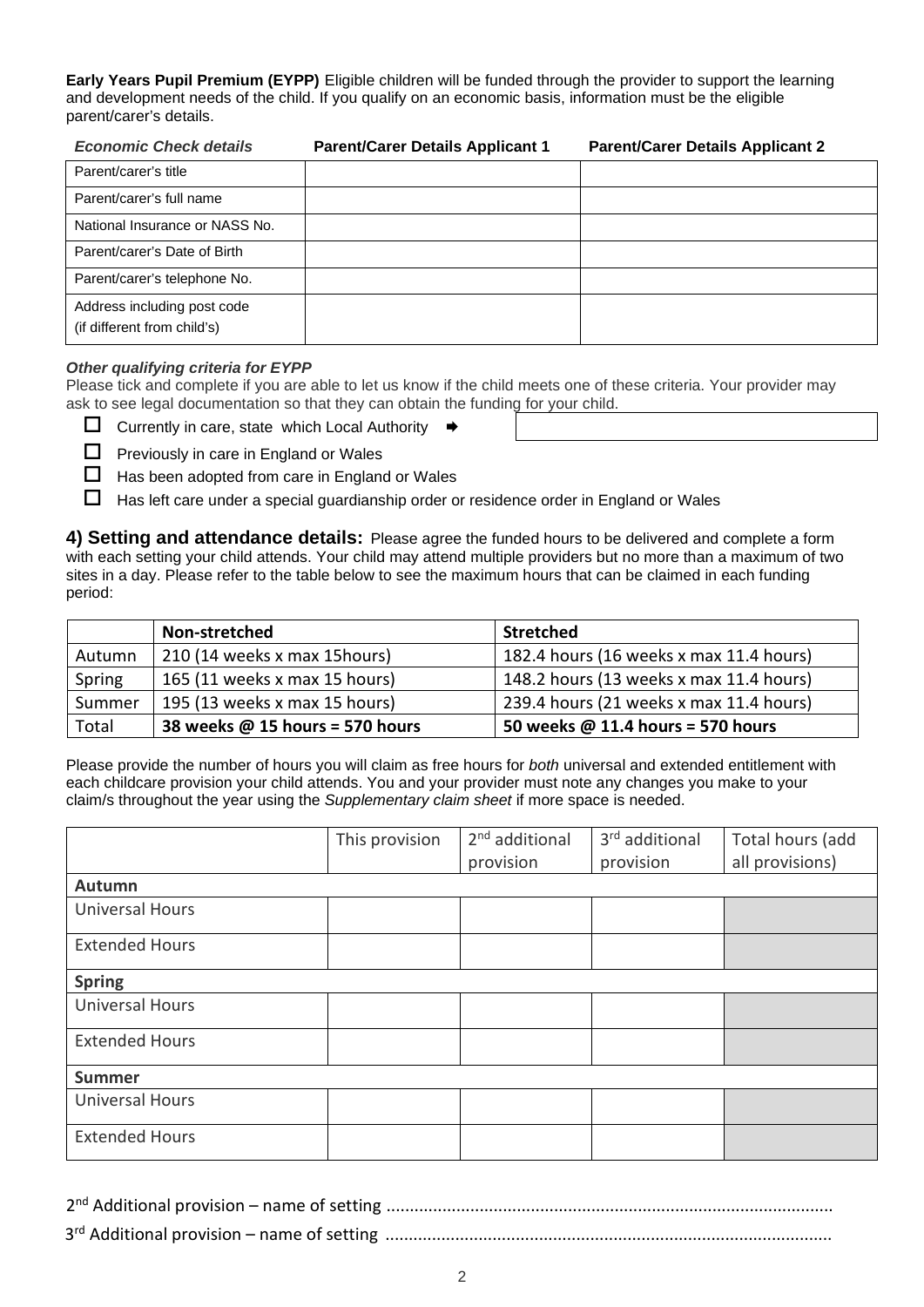**Early Years Pupil Premium (EYPP)** Eligible children will be funded through the provider to support the learning and development needs of the child. If you qualify on an economic basis, information must be the eligible parent/carer's details.

| ***Economic Check details*** | **Parent/Carer Details Applicant 1** | **Parent/Carer Details Applicant 2** |
|---|---|---|
| Parent/carer's title | | |
| Parent/carer's full name | | |
| National Insurance or NASS No. | | |
| Parent/carer's Date of Birth | | |
| Parent/carer's telephone No. | | |
| Address including post code (if different from child's) | | |

***Other qualifying criteria for EYPP***

Please tick and complete if you are able to let us know if the child meets one of these criteria. Your provider may ask to see legal documentation so that they can obtain the funding for your child.

- ☐ Currently in care, state which Local Authority ➡ ____________________
- ☐ Previously in care in England or Wales
- ☐ Has been adopted from care in England or Wales
- ☐ Has left care under a special guardianship order or residence order in England or Wales

**4) Setting and attendance details:** Please agree the funded hours to be delivered and complete a form with each setting your child attends. Your child may attend multiple providers but no more than a maximum of two sites in a day. Please refer to the table below to see the maximum hours that can be claimed in each funding period:

| | **Non-stretched** | **Stretched** |
|---|---|---|
| Autumn | 210 (14 weeks x max 15hours) | 182.4 hours (16 weeks x max 11.4 hours) |
| Spring | 165 (11 weeks x max 15 hours) | 148.2 hours (13 weeks x max 11.4 hours) |
| Summer | 195 (13 weeks x max 15 hours) | 239.4 hours (21 weeks x max 11.4 hours) |
| Total | **38 weeks @ 15 hours = 570 hours** | **50 weeks @ 11.4 hours = 570 hours** |

Please provide the number of hours you will claim as free hours for *both* universal and extended entitlement with each childcare provision your child attends. You and your provider must note any changes you make to your claim/s throughout the year using the *Supplementary claim sheet* if more space is needed.

| | This provision | 2nd additional provision | 3rd additional provision | Total hours (add all provisions) |
|---|---|---|---|---|
| **Autumn** | | | | |
| Universal Hours | | | | |
| Extended Hours | | | | |
| **Spring** | | | | |
| Universal Hours | | | | |
| Extended Hours | | | | |
| **Summer** | | | | |
| Universal Hours | | | | |
| Extended Hours | | | | |

2nd Additional provision – name of setting ...............................................................................................

3rd Additional provision – name of setting ...............................................................................................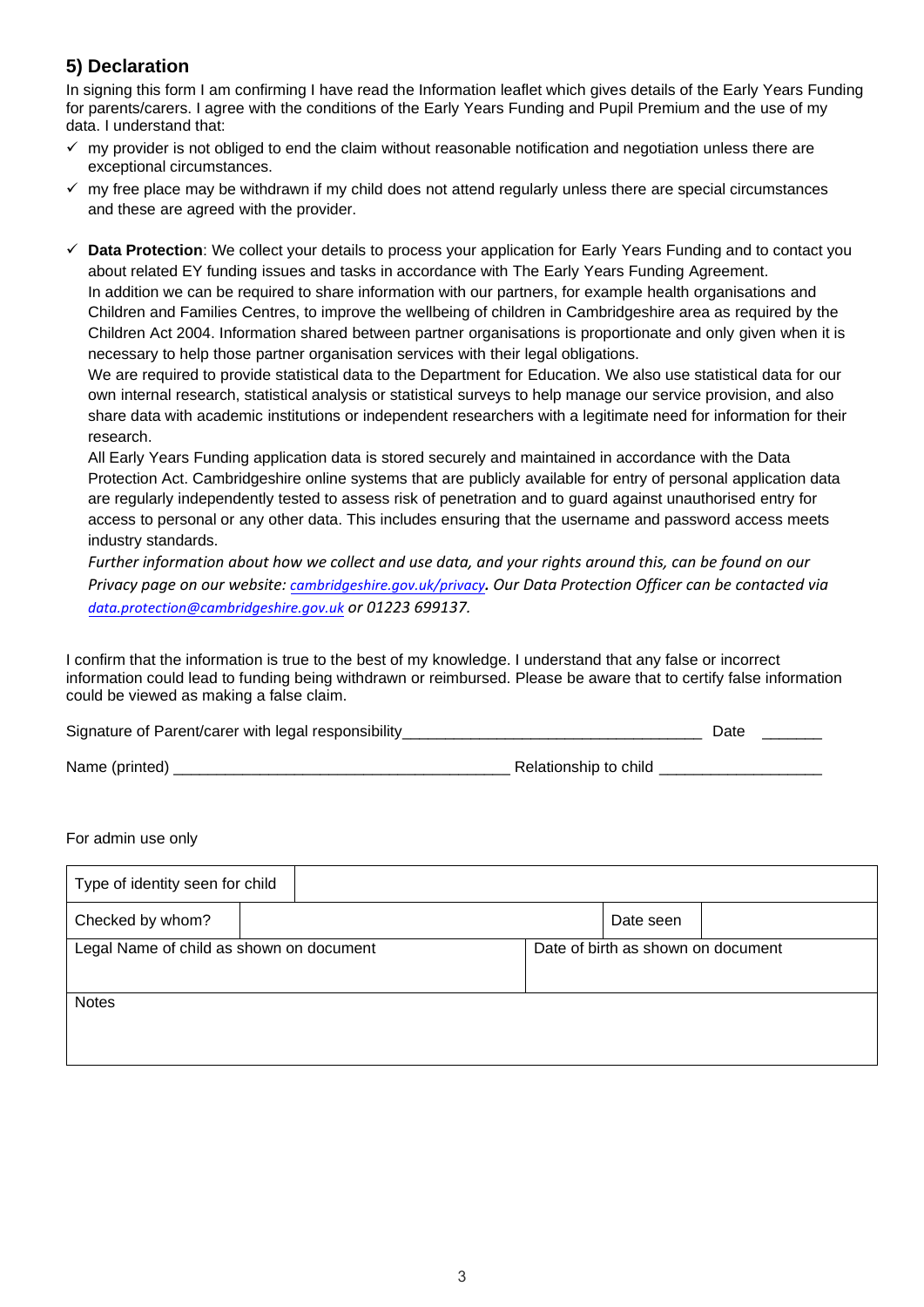## 5) Declaration

In signing this form I am confirming I have read the Information leaflet which gives details of the Early Years Funding for parents/carers. I agree with the conditions of the Early Years Funding and Pupil Premium and the use of my data. I understand that:

- ✓ my provider is not obliged to end the claim without reasonable notification and negotiation unless there are exceptional circumstances.
- ✓ my free place may be withdrawn if my child does not attend regularly unless there are special circumstances and these are agreed with the provider.

- ✓ **Data Protection**: We collect your details to process your application for Early Years Funding and to contact you about related EY funding issues and tasks in accordance with The Early Years Funding Agreement.
  In addition we can be required to share information with our partners, for example health organisations and Children and Families Centres, to improve the wellbeing of children in Cambridgeshire area as required by the Children Act 2004. Information shared between partner organisations is proportionate and only given when it is necessary to help those partner organisation services with their legal obligations.
  We are required to provide statistical data to the Department for Education. We also use statistical data for our own internal research, statistical analysis or statistical surveys to help manage our service provision, and also share data with academic institutions or independent researchers with a legitimate need for information for their research.
  All Early Years Funding application data is stored securely and maintained in accordance with the Data Protection Act. Cambridgeshire online systems that are publicly available for entry of personal application data are regularly independently tested to assess risk of penetration and to guard against unauthorised entry for access to personal or any other data. This includes ensuring that the username and password access meets industry standards.
  *Further information about how we collect and use data, and your rights around this, can be found on our Privacy page on our website: cambridgeshire.gov.uk/privacy. Our Data Protection Officer can be contacted via data.protection@cambridgeshire.gov.uk or 01223 699137.*

I confirm that the information is true to the best of my knowledge. I understand that any false or incorrect information could lead to funding being withdrawn or reimbursed. Please be aware that to certify false information could be viewed as making a false claim.

Signature of Parent/carer with legal responsibility__________________________________ Date _______

Name (printed) ______________________________________ Relationship to child __________________

For admin use only

| | | | |
|---|---|---|---|
| Type of identity seen for child | | | |
| Checked by whom? | | Date seen | |
| Legal Name of child as shown on document | | Date of birth as shown on document | |
| Notes | | | |